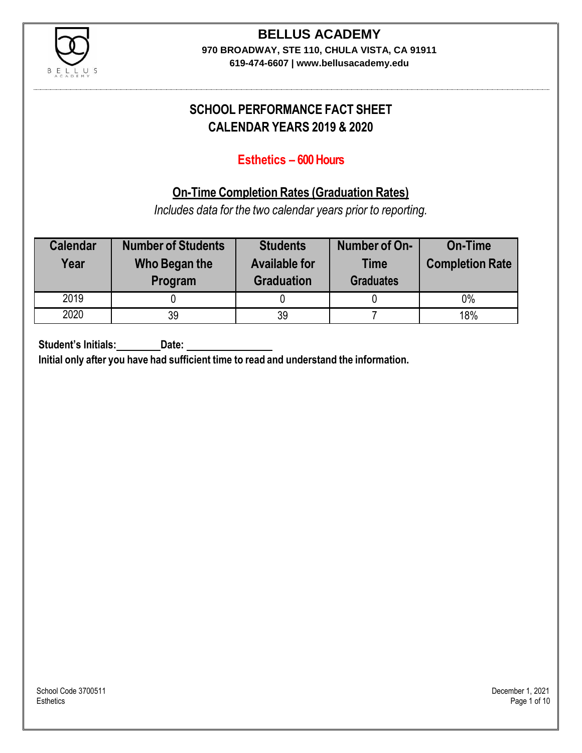# BELLUS ACADEMY

**970 BROADWAY, STE 110, CHULA VISTA, CA 91911**

**619-474-6607 | www.bellusacademy.edu**

## SCHOOL PERFORMANCE FACT SHEET
## CALENDAR YEARS 2019 & 2020

### Esthetics – 600 Hours

### On-Time Completion Rates (Graduation Rates)

*Includes data for the two calendar years prior to reporting.*

| Calendar Year | Number of Students Who Began the Program | Students Available for Graduation | Number of On-Time Graduates | On-Time Completion Rate |
|---|---|---|---|---|
| 2019 | 0 | 0 | 0 | 0% |
| 2020 | 39 | 39 | 7 | 18% |

**Student's Initials:________ Date: ________________**

**Initial only after you have had sufficient time to read and understand the information.**

School Code 3700511
Esthetics

December 1, 2021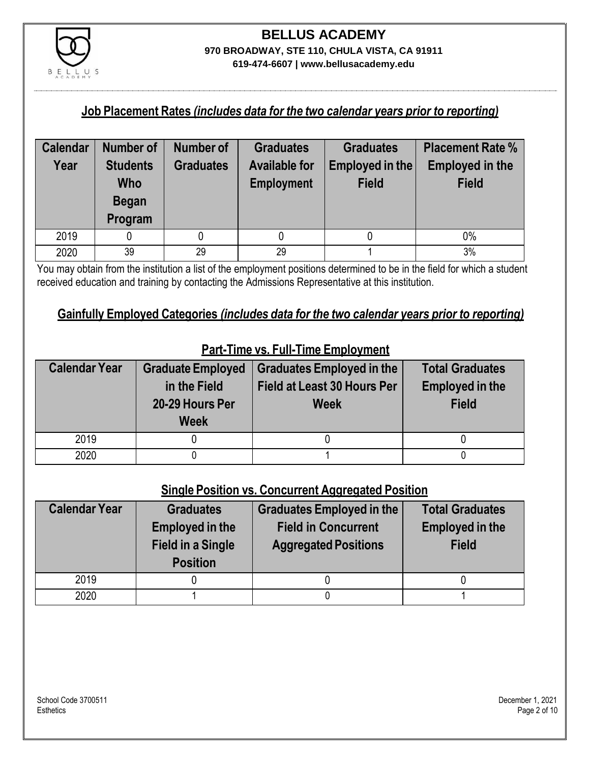# BELLUS ACADEMY

**970 BROADWAY, STE 110, CHULA VISTA, CA 91911**

**619-474-6607 | www.bellusacademy.edu**

## Job Placement Rates *(includes data for the two calendar years prior to reporting)*

| Calendar Year | Number of Students Who Began Program | Number of Graduates | Graduates Available for Employment | Graduates Employed in the Field | Placement Rate % Employed in the Field |
|---|---|---|---|---|---|
| 2019 | 0 | 0 | 0 | 0 | 0% |
| 2020 | 39 | 29 | 29 | 1 | 3% |

You may obtain from the institution a list of the employment positions determined to be in the field for which a student received education and training by contacting the Admissions Representative at this institution.

## Gainfully Employed Categories *(includes data for the two calendar years prior to reporting)*

### Part-Time vs. Full-Time Employment

| Calendar Year | Graduate Employed in the Field 20-29 Hours Per Week | Graduates Employed in the Field at Least 30 Hours Per Week | Total Graduates Employed in the Field |
|---|---|---|---|
| 2019 | 0 | 0 | 0 |
| 2020 | 0 | 1 | 0 |

### Single Position vs. Concurrent Aggregated Position

| Calendar Year | Graduates Employed in the Field in a Single Position | Graduates Employed in the Field in Concurrent Aggregated Positions | Total Graduates Employed in the Field |
|---|---|---|---|
| 2019 | 0 | 0 | 0 |
| 2020 | 1 | 0 | 1 |

School Code 3700511
Esthetics

December 1, 2021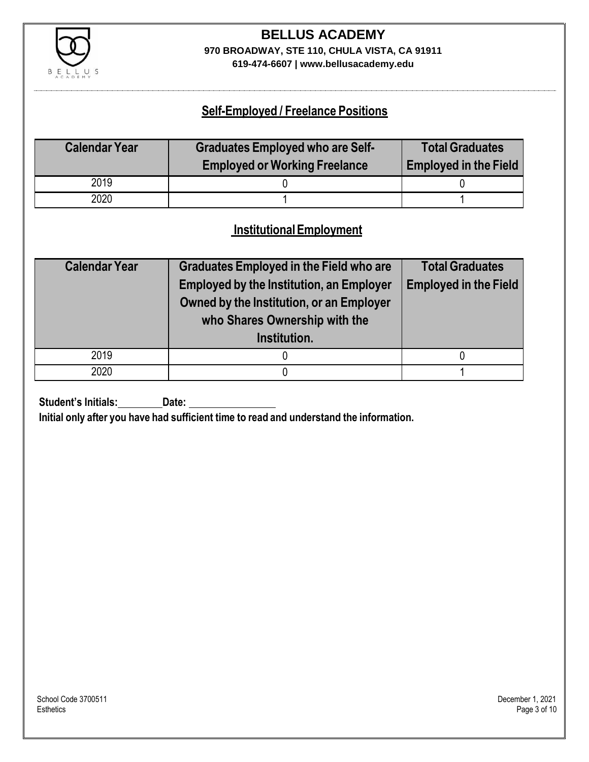## Self-Employed / Freelance Positions

| Calendar Year | Graduates Employed who are Self-Employed or Working Freelance | Total Graduates Employed in the Field |
|---|---|---|
| 2019 | 0 | 0 |
| 2020 | 1 | 1 |

## Institutional Employment

| Calendar Year | Graduates Employed in the Field who are Employed by the Institution, an Employer Owned by the Institution, or an Employer who Shares Ownership with the Institution. | Total Graduates Employed in the Field |
|---|---|---|
| 2019 | 0 | 0 |
| 2020 | 0 | 1 |

**Student's Initials:\_\_\_\_\_\_\_\_ Date: \_\_\_\_\_\_\_\_\_\_\_\_\_\_\_\_**

**Initial only after you have had sufficient time to read and understand the information.**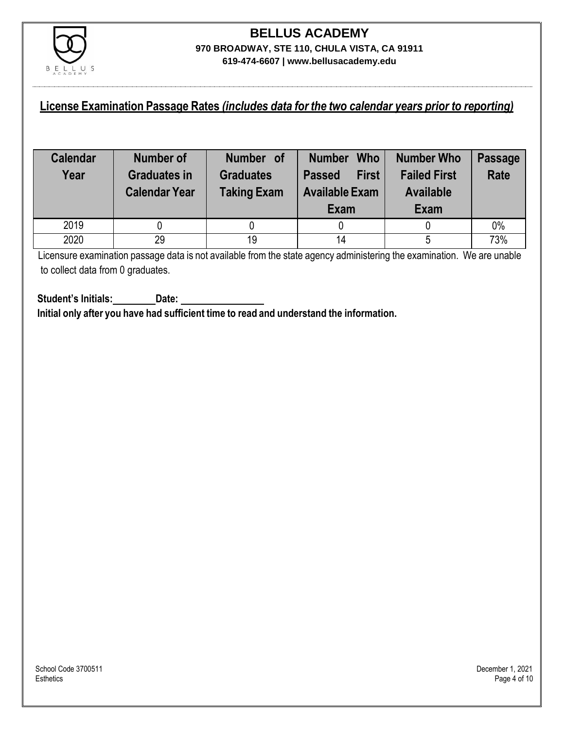# BELLUS ACADEMY

**970 BROADWAY, STE 110, CHULA VISTA, CA 91911**

**619-474-6607 | www.bellusacademy.edu**

## License Examination Passage Rates *(includes data for the two calendar years prior to reporting)*

| Calendar Year | Number of Graduates in Calendar Year | Number of Graduates Taking Exam | Number Who Passed First Available Exam | Number Who Failed First Available Exam | Passage Rate |
|---|---|---|---|---|---|
| 2019 | 0 | 0 | 0 | 0 | 0% |
| 2020 | 29 | 19 | 14 | 5 | 73% |

Licensure examination passage data is not available from the state agency administering the examination. We are unable to collect data from 0 graduates.

**Student's Initials:________ Date: ________________**

**Initial only after you have had sufficient time to read and understand the information.**

School Code 3700511
Esthetics

December 1, 2021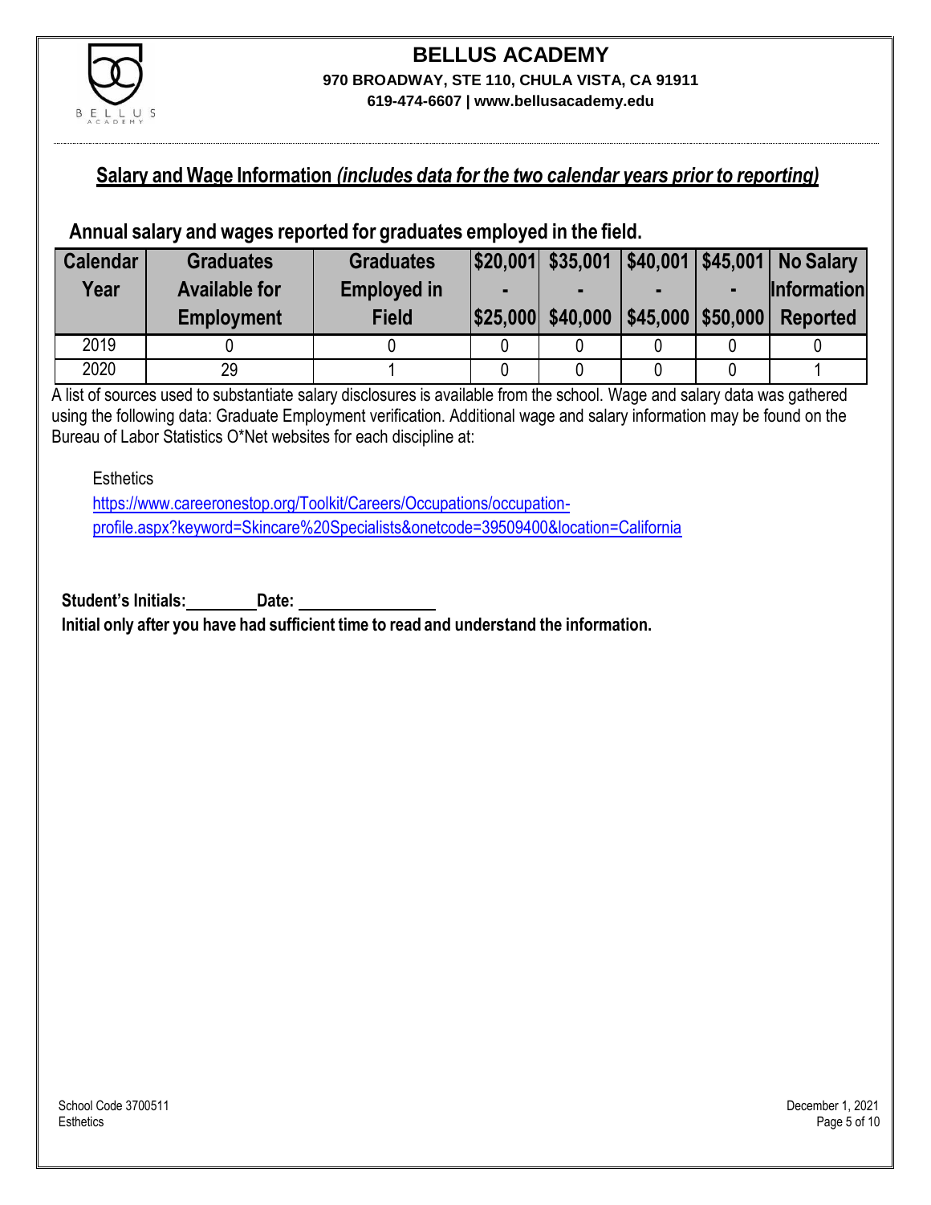# BELLUS ACADEMY

**970 BROADWAY, STE 110, CHULA VISTA, CA 91911**

**619-474-6607 | www.bellusacademy.edu**

## Salary and Wage Information *(includes data for the two calendar years prior to reporting)*

### Annual salary and wages reported for graduates employed in the field.

| Calendar Year | Graduates Available for Employment | Graduates Employed in Field | $20,001 - $25,000 | $35,001 - $40,000 | $40,001 - $45,000 | $45,001 - $50,000 | No Salary Information Reported |
|---|---|---|---|---|---|---|---|
| 2019 | 0 | 0 | 0 | 0 | 0 | 0 | 0 |
| 2020 | 29 | 1 | 0 | 0 | 0 | 0 | 1 |

A list of sources used to substantiate salary disclosures is available from the school. Wage and salary data was gathered using the following data: Graduate Employment verification. Additional wage and salary information may be found on the Bureau of Labor Statistics O*Net websites for each discipline at:

Esthetics
https://www.careeronestop.org/Toolkit/Careers/Occupations/occupation-profile.aspx?keyword=Skincare%20Specialists&onetcode=39509400&location=California

**Student's Initials:________ Date: ________________**

**Initial only after you have had sufficient time to read and understand the information.**

School Code 3700511
Esthetics

December 1, 2021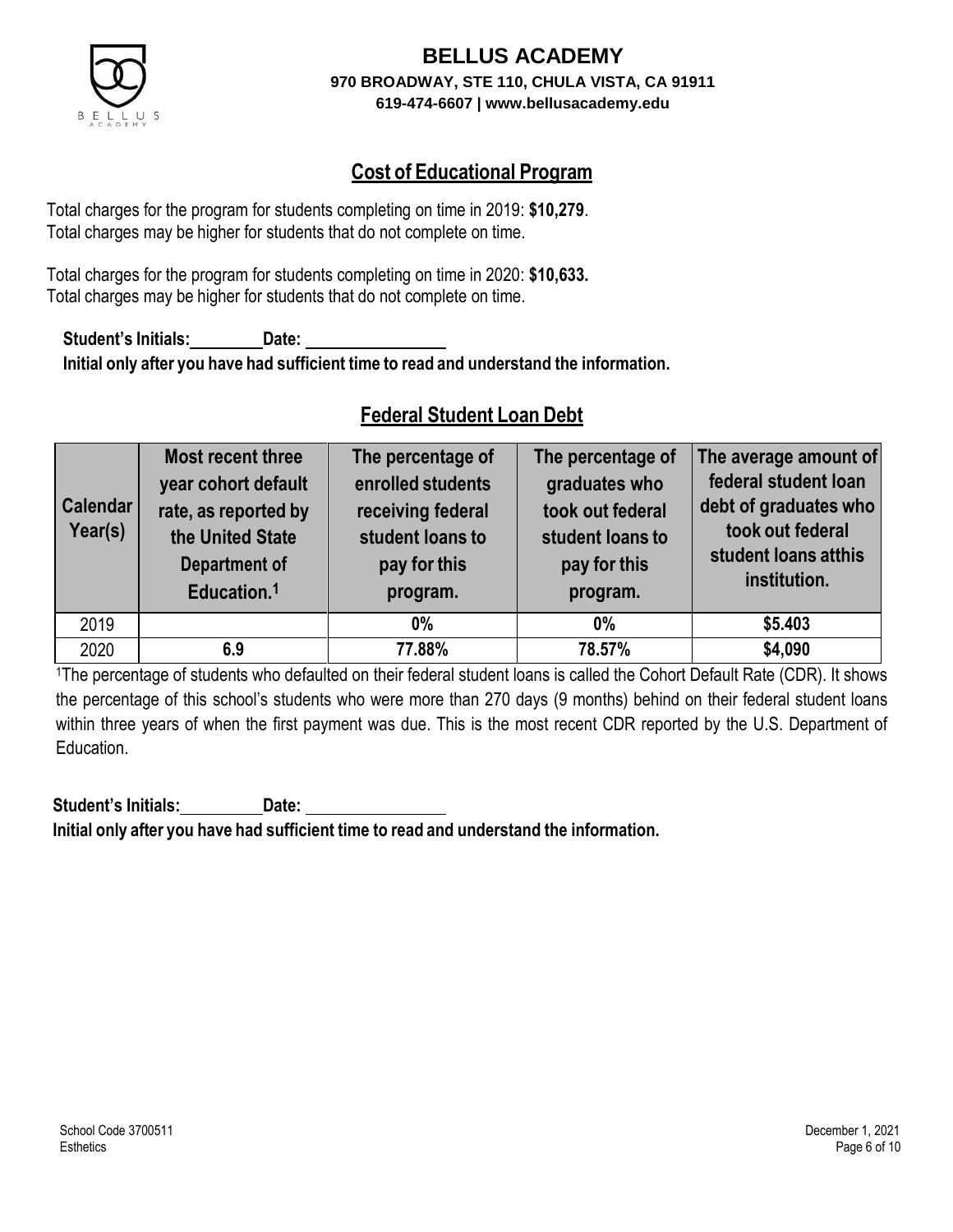# BELLUS ACADEMY

**970 BROADWAY, STE 110, CHULA VISTA, CA 91911**

**619-474-6607 | www.bellusacademy.edu**

## Cost of Educational Program

Total charges for the program for students completing on time in 2019: **$10,279**.
Total charges may be higher for students that do not complete on time.

Total charges for the program for students completing on time in 2020: **$10,633.**
Total charges may be higher for students that do not complete on time.

**Student's Initials:\_\_\_\_\_\_\_\_ Date: \_\_\_\_\_\_\_\_\_\_\_\_\_\_\_\_**
**Initial only after you have had sufficient time to read and understand the information.**

## Federal Student Loan Debt

| Calendar Year(s) | Most recent three year cohort default rate, as reported by the United State Department of Education.[1] | The percentage of enrolled students receiving federal student loans to pay for this program. | The percentage of graduates who took out federal student loans to pay for this program. | The average amount of federal student loan debt of graduates who took out federal student loans atthis institution. |
|---|---|---|---|---|
| 2019 | | **0%** | **0%** | **$5.403** |
| 2020 | **6.9** | **77.88%** | **78.57%** | **$4,090** |

[1]The percentage of students who defaulted on their federal student loans is called the Cohort Default Rate (CDR). It shows the percentage of this school's students who were more than 270 days (9 months) behind on their federal student loans within three years of when the first payment was due. This is the most recent CDR reported by the U.S. Department of Education.

**Student's Initials:\_\_\_\_\_\_\_\_ Date: \_\_\_\_\_\_\_\_\_\_\_\_\_\_\_\_**
**Initial only after you have had sufficient time to read and understand the information.**

School Code 3700511
Esthetics

December 1, 2021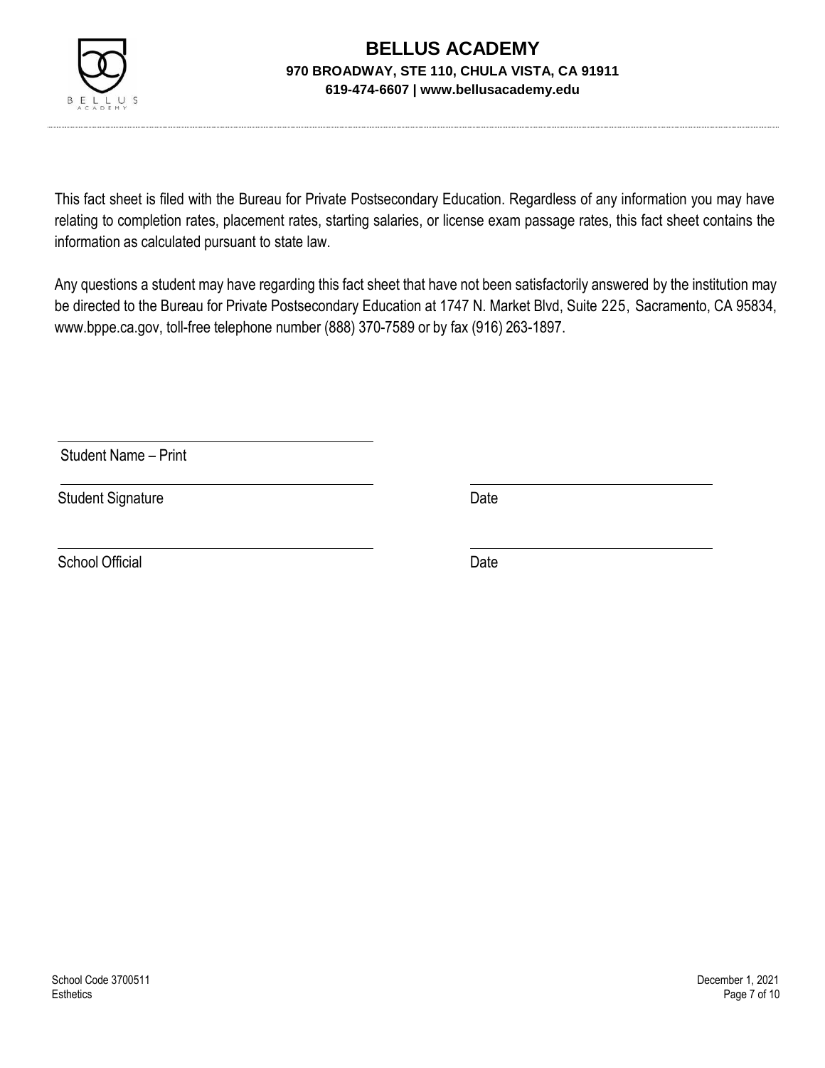# BELLUS ACADEMY

**970 BROADWAY, STE 110, CHULA VISTA, CA 91911**

**619-474-6607 | www.bellusacademy.edu**

This fact sheet is filed with the Bureau for Private Postsecondary Education. Regardless of any information you may have relating to completion rates, placement rates, starting salaries, or license exam passage rates, this fact sheet contains the information as calculated pursuant to state law.

Any questions a student may have regarding this fact sheet that have not been satisfactorily answered by the institution may be directed to the Bureau for Private Postsecondary Education at 1747 N. Market Blvd, Suite 225, Sacramento, CA 95834, www.bppe.ca.gov, toll-free telephone number (888) 370-7589 or by fax (916) 263-1897.

\_\_\_\_\_\_\_\_\_\_\_\_\_\_\_\_\_\_\_\_\_\_\_\_\_\_\_\_\_\_\_\_\_\_\_\_\_\_\_\_

Student Name – Print

\_\_\_\_\_\_\_\_\_\_\_\_\_\_\_\_\_\_\_\_\_\_\_\_\_\_\_\_\_\_\_\_\_\_\_\_\_\_\_\_ \_\_\_\_\_\_\_\_\_\_\_\_\_\_\_\_\_\_\_\_\_\_\_\_\_\_\_\_\_\_

Student Signature Date

\_\_\_\_\_\_\_\_\_\_\_\_\_\_\_\_\_\_\_\_\_\_\_\_\_\_\_\_\_\_\_\_\_\_\_\_\_\_\_\_ \_\_\_\_\_\_\_\_\_\_\_\_\_\_\_\_\_\_\_\_\_\_\_\_\_\_\_\_\_\_

School Official Date

School Code 3700511
Esthetics

December 1, 2021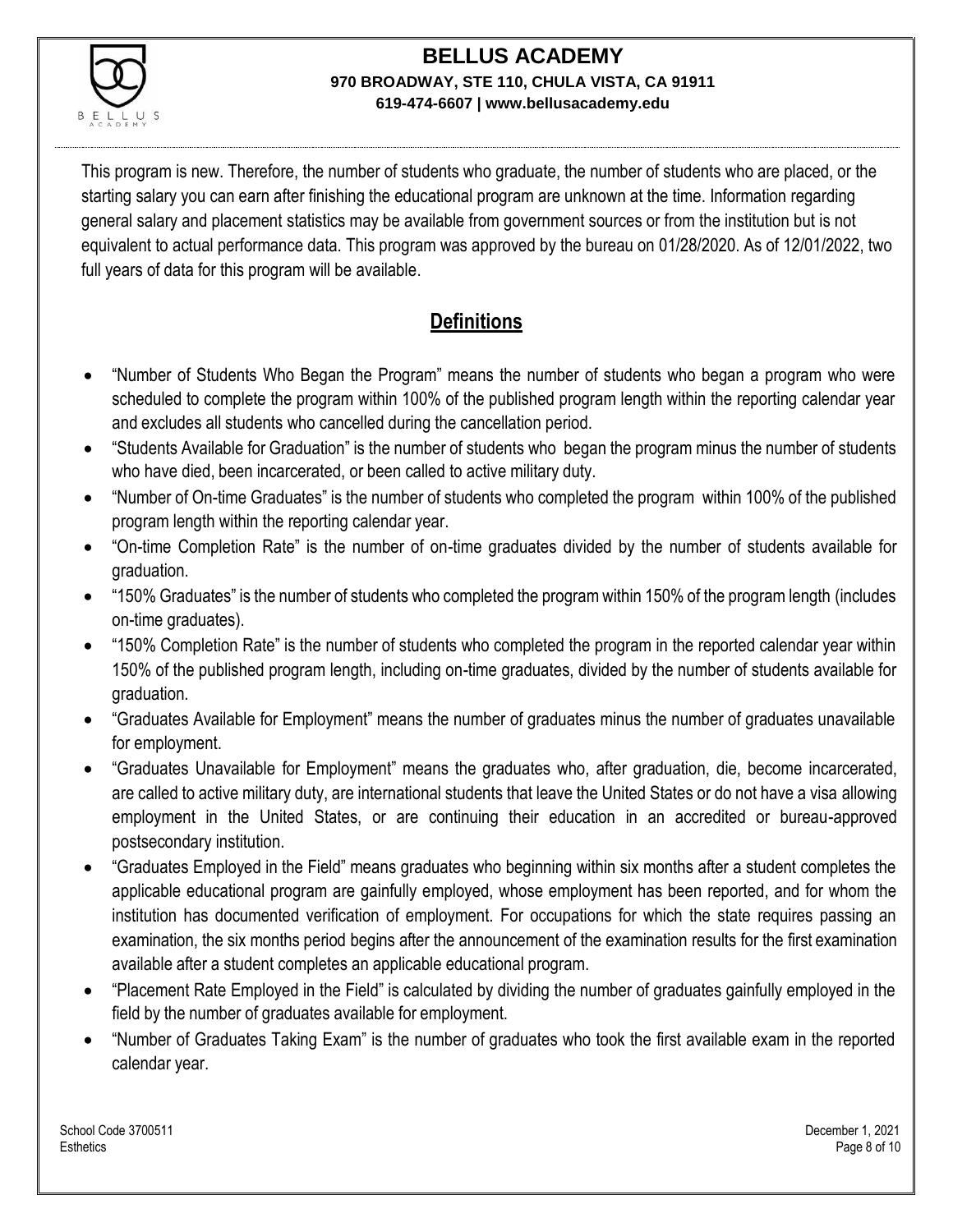This program is new. Therefore, the number of students who graduate, the number of students who are placed, or the starting salary you can earn after finishing the educational program are unknown at the time. Information regarding general salary and placement statistics may be available from government sources or from the institution but is not equivalent to actual performance data. This program was approved by the bureau on 01/28/2020. As of 12/01/2022, two full years of data for this program will be available.

## Definitions

- "Number of Students Who Began the Program" means the number of students who began a program who were scheduled to complete the program within 100% of the published program length within the reporting calendar year and excludes all students who cancelled during the cancellation period.
- "Students Available for Graduation" is the number of students who began the program minus the number of students who have died, been incarcerated, or been called to active military duty.
- "Number of On-time Graduates" is the number of students who completed the program within 100% of the published program length within the reporting calendar year.
- "On-time Completion Rate" is the number of on-time graduates divided by the number of students available for graduation.
- "150% Graduates" is the number of students who completed the program within 150% of the program length (includes on-time graduates).
- "150% Completion Rate" is the number of students who completed the program in the reported calendar year within 150% of the published program length, including on-time graduates, divided by the number of students available for graduation.
- "Graduates Available for Employment" means the number of graduates minus the number of graduates unavailable for employment.
- "Graduates Unavailable for Employment" means the graduates who, after graduation, die, become incarcerated, are called to active military duty, are international students that leave the United States or do not have a visa allowing employment in the United States, or are continuing their education in an accredited or bureau-approved postsecondary institution.
- "Graduates Employed in the Field" means graduates who beginning within six months after a student completes the applicable educational program are gainfully employed, whose employment has been reported, and for whom the institution has documented verification of employment. For occupations for which the state requires passing an examination, the six months period begins after the announcement of the examination results for the first examination available after a student completes an applicable educational program.
- "Placement Rate Employed in the Field" is calculated by dividing the number of graduates gainfully employed in the field by the number of graduates available for employment.
- "Number of Graduates Taking Exam" is the number of graduates who took the first available exam in the reported calendar year.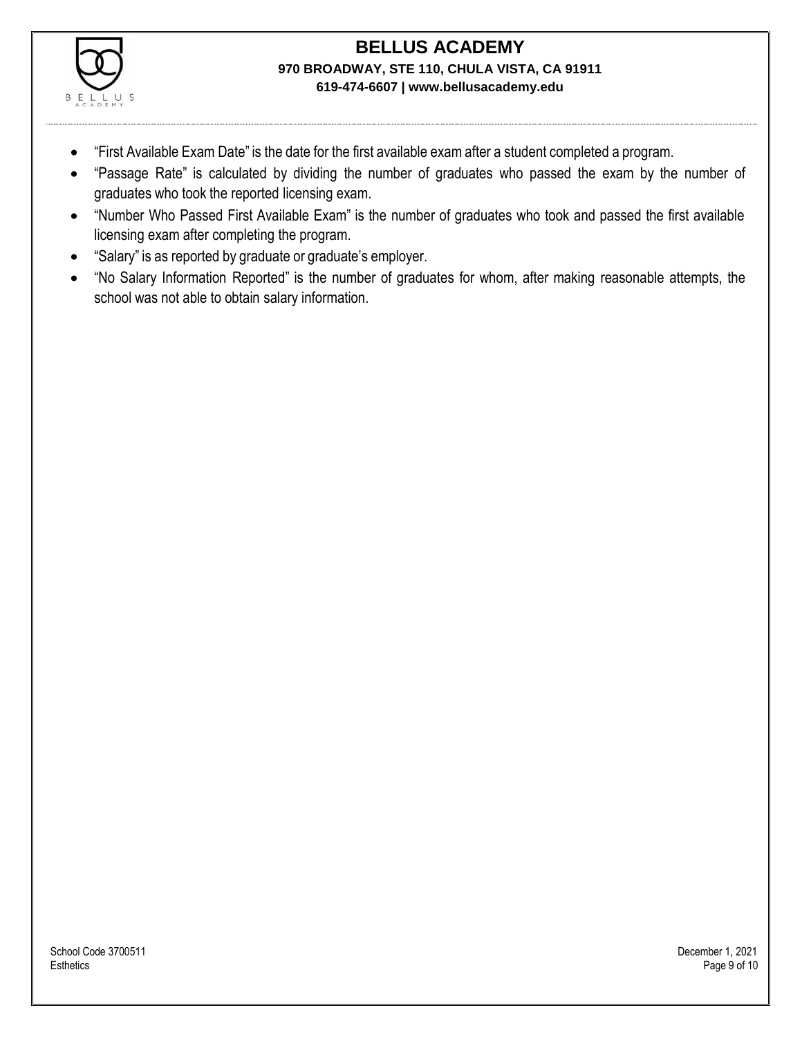- "First Available Exam Date" is the date for the first available exam after a student completed a program.
- "Passage Rate" is calculated by dividing the number of graduates who passed the exam by the number of graduates who took the reported licensing exam.
- "Number Who Passed First Available Exam" is the number of graduates who took and passed the first available licensing exam after completing the program.
- "Salary" is as reported by graduate or graduate's employer.
- "No Salary Information Reported" is the number of graduates for whom, after making reasonable attempts, the school was not able to obtain salary information.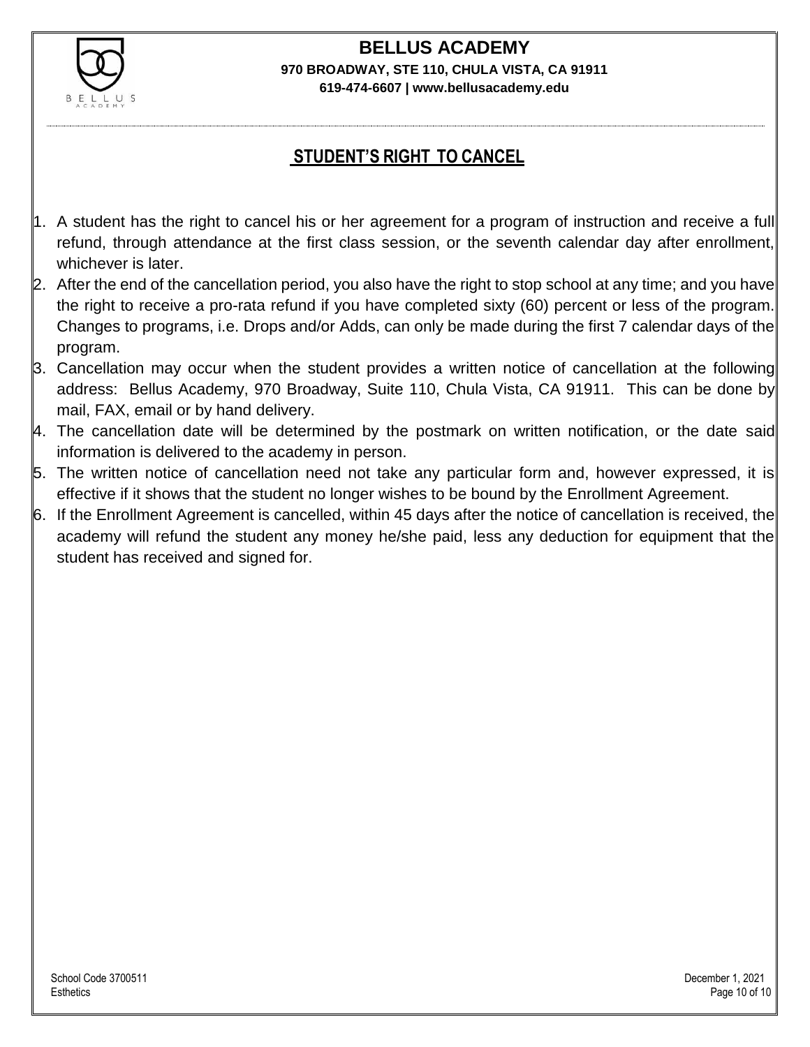# BELLUS ACADEMY

**970 BROADWAY, STE 110, CHULA VISTA, CA 91911**

**619-474-6607 | www.bellusacademy.edu**

## STUDENT'S RIGHT TO CANCEL

1. A student has the right to cancel his or her agreement for a program of instruction and receive a full refund, through attendance at the first class session, or the seventh calendar day after enrollment, whichever is later.
2. After the end of the cancellation period, you also have the right to stop school at any time; and you have the right to receive a pro-rata refund if you have completed sixty (60) percent or less of the program. Changes to programs, i.e. Drops and/or Adds, can only be made during the first 7 calendar days of the program.
3. Cancellation may occur when the student provides a written notice of cancellation at the following address: Bellus Academy, 970 Broadway, Suite 110, Chula Vista, CA 91911. This can be done by mail, FAX, email or by hand delivery.
4. The cancellation date will be determined by the postmark on written notification, or the date said information is delivered to the academy in person.
5. The written notice of cancellation need not take any particular form and, however expressed, it is effective if it shows that the student no longer wishes to be bound by the Enrollment Agreement.
6. If the Enrollment Agreement is cancelled, within 45 days after the notice of cancellation is received, the academy will refund the student any money he/she paid, less any deduction for equipment that the student has received and signed for.